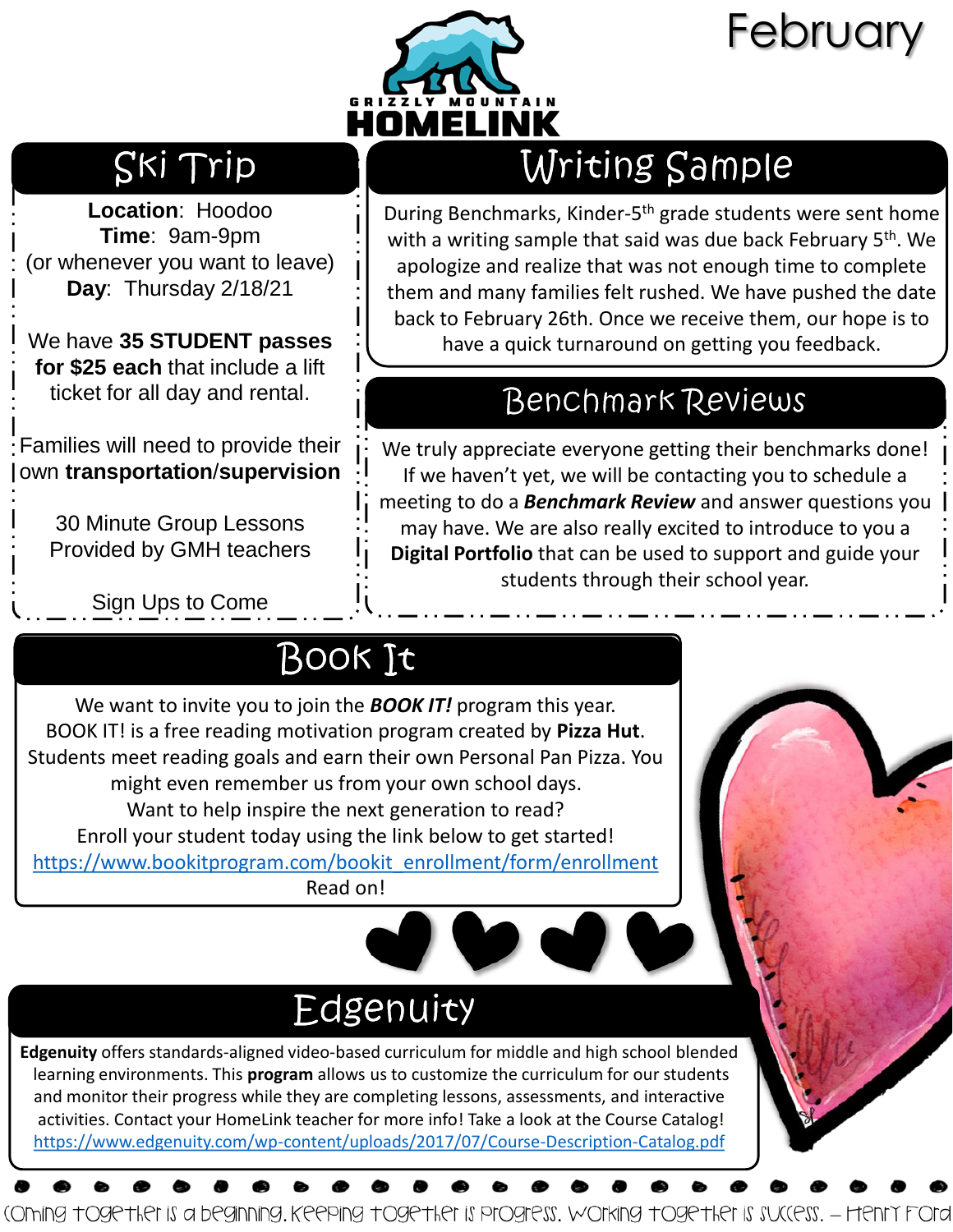# February

GRIZZLY MOUNTAIN HOMELINK

## Ski Trip

**Location**: Hoodoo
**Time**: 9am-9pm
(or whenever you want to leave)
**Day**: Thursday 2/18/21

We have **35 STUDENT passes for $25 each** that include a lift ticket for all day and rental.

Families will need to provide their own **transportation**/**supervision**

30 Minute Group Lessons
Provided by GMH teachers

Sign Ups to Come

## Writing Sample

During Benchmarks, Kinder-5th grade students were sent home with a writing sample that said was due back February 5th. We apologize and realize that was not enough time to complete them and many families felt rushed. We have pushed the date back to February 26th. Once we receive them, our hope is to have a quick turnaround on getting you feedback.

## Benchmark Reviews

We truly appreciate everyone getting their benchmarks done! If we haven't yet, we will be contacting you to schedule a meeting to do a ***Benchmark Review*** and answer questions you may have. We are also really excited to introduce to you a **Digital Portfolio** that can be used to support and guide your students through their school year.

## Book It

We want to invite you to join the ***BOOK IT!*** program this year.
BOOK IT! is a free reading motivation program created by **Pizza Hut**. Students meet reading goals and earn their own Personal Pan Pizza. You might even remember us from your own school days.
Want to help inspire the next generation to read?
Enroll your student today using the link below to get started!
https://www.bookitprogram.com/bookit_enrollment/form/enrollment
Read on!

## Edgenuity

**Edgenuity** offers standards-aligned video-based curriculum for middle and high school blended learning environments. This **program** allows us to customize the curriculum for our students and monitor their progress while they are completing lessons, assessments, and interactive activities. Contact your HomeLink teacher for more info! Take a look at the Course Catalog!
https://www.edgenuity.com/wp-content/uploads/2017/07/Course-Description-Catalog.pdf

Coming together is a beginning. Keeping together is progress. Working together is success. – Henry Ford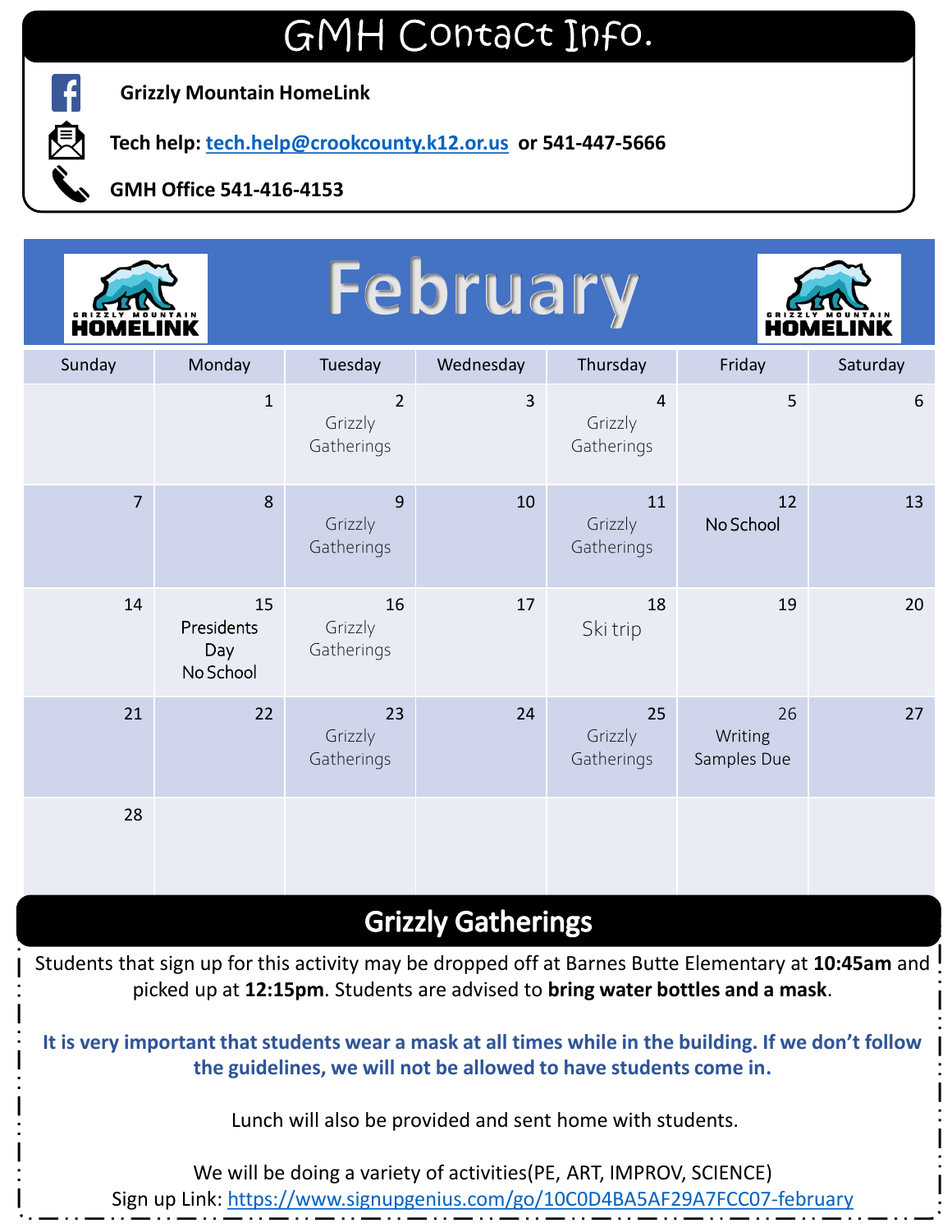# GMH Contact Info.

**Grizzly Mountain HomeLink**

**Tech help: tech.help@crookcounty.k12.or.us or 541-447-5666**

**GMH Office 541-416-4153**

# February

GRIZZLY MOUNTAIN HOMELINK

| Sunday | Monday | Tuesday | Wednesday | Thursday | Friday | Saturday |
|---|---|---|---|---|---|---|
| | 1 | 2 Grizzly Gatherings | 3 | 4 Grizzly Gatherings | 5 | 6 |
| 7 | 8 | 9 Grizzly Gatherings | 10 | 11 Grizzly Gatherings | 12 No School | 13 |
| 14 | 15 Presidents Day No School | 16 Grizzly Gatherings | 17 | 18 Ski trip | 19 | 20 |
| 21 | 22 | 23 Grizzly Gatherings | 24 | 25 Grizzly Gatherings | 26 Writing Samples Due | 27 |
| 28 | | | | | | |

## Grizzly Gatherings

Students that sign up for this activity may be dropped off at Barnes Butte Elementary at **10:45am** and picked up at **12:15pm**. Students are advised to **bring water bottles and a mask**.

**It is very important that students wear a mask at all times while in the building. If we don't follow the guidelines, we will not be allowed to have students come in.**

Lunch will also be provided and sent home with students.

We will be doing a variety of activities(PE, ART, IMPROV, SCIENCE)

Sign up Link: https://www.signupgenius.com/go/10C0D4BA5AF29A7FCC07-february